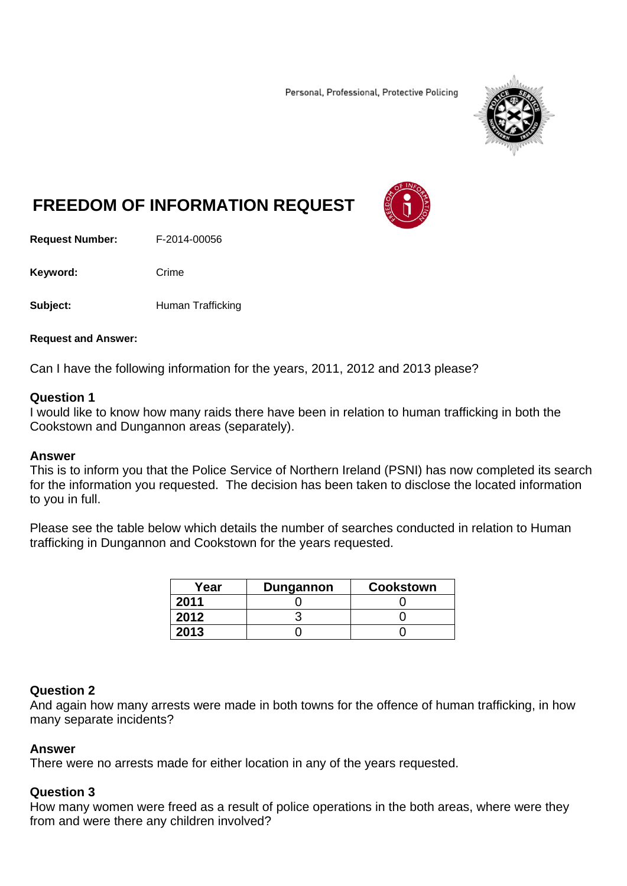Personal, Professional, Protective Policing

# FREEDOM OF INFORMATION REQUEST

**Request Number:** F-2014-00056

**Keyword:** Crime

**Subject:** Human Trafficking

**Request and Answer:**

Can I have the following information for the years, 2011, 2012 and 2013 please?

### Question 1

I would like to know how many raids there have been in relation to human trafficking in both the Cookstown and Dungannon areas (separately).

### Answer

This is to inform you that the Police Service of Northern Ireland (PSNI) has now completed its search for the information you requested. The decision has been taken to disclose the located information to you in full.

Please see the table below which details the number of searches conducted in relation to Human trafficking in Dungannon and Cookstown for the years requested.

| Year | Dungannon | Cookstown |
|---|---|---|
| 2011 | 0 | 0 |
| 2012 | 3 | 0 |
| 2013 | 0 | 0 |

### Question 2

And again how many arrests were made in both towns for the offence of human trafficking, in how many separate incidents?

### Answer

There were no arrests made for either location in any of the years requested.

### Question 3

How many women were freed as a result of police operations in the both areas, where were they from and were there any children involved?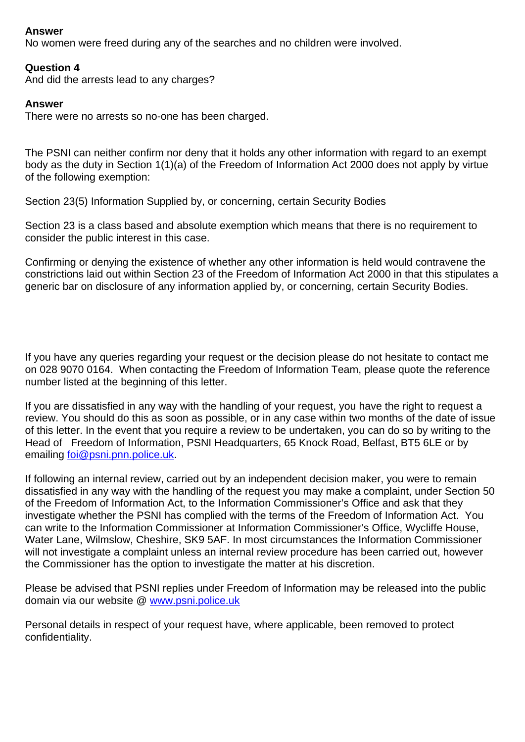**Answer**
No women were freed during any of the searches and no children were involved.

**Question 4**
And did the arrests lead to any charges?

**Answer**
There were no arrests so no-one has been charged.

The PSNI can neither confirm nor deny that it holds any other information with regard to an exempt body as the duty in Section 1(1)(a) of the Freedom of Information Act 2000 does not apply by virtue of the following exemption:

Section 23(5) Information Supplied by, or concerning, certain Security Bodies

Section 23 is a class based and absolute exemption which means that there is no requirement to consider the public interest in this case.

Confirming or denying the existence of whether any other information is held would contravene the constrictions laid out within Section 23 of the Freedom of Information Act 2000 in that this stipulates a generic bar on disclosure of any information applied by, or concerning, certain Security Bodies.

If you have any queries regarding your request or the decision please do not hesitate to contact me on 028 9070 0164. When contacting the Freedom of Information Team, please quote the reference number listed at the beginning of this letter.

If you are dissatisfied in any way with the handling of your request, you have the right to request a review. You should do this as soon as possible, or in any case within two months of the date of issue of this letter. In the event that you require a review to be undertaken, you can do so by writing to the Head of Freedom of Information, PSNI Headquarters, 65 Knock Road, Belfast, BT5 6LE or by emailing foi@psni.pnn.police.uk.

If following an internal review, carried out by an independent decision maker, you were to remain dissatisfied in any way with the handling of the request you may make a complaint, under Section 50 of the Freedom of Information Act, to the Information Commissioner's Office and ask that they investigate whether the PSNI has complied with the terms of the Freedom of Information Act. You can write to the Information Commissioner at Information Commissioner's Office, Wycliffe House, Water Lane, Wilmslow, Cheshire, SK9 5AF. In most circumstances the Information Commissioner will not investigate a complaint unless an internal review procedure has been carried out, however the Commissioner has the option to investigate the matter at his discretion.

Please be advised that PSNI replies under Freedom of Information may be released into the public domain via our website @ www.psni.police.uk

Personal details in respect of your request have, where applicable, been removed to protect confidentiality.